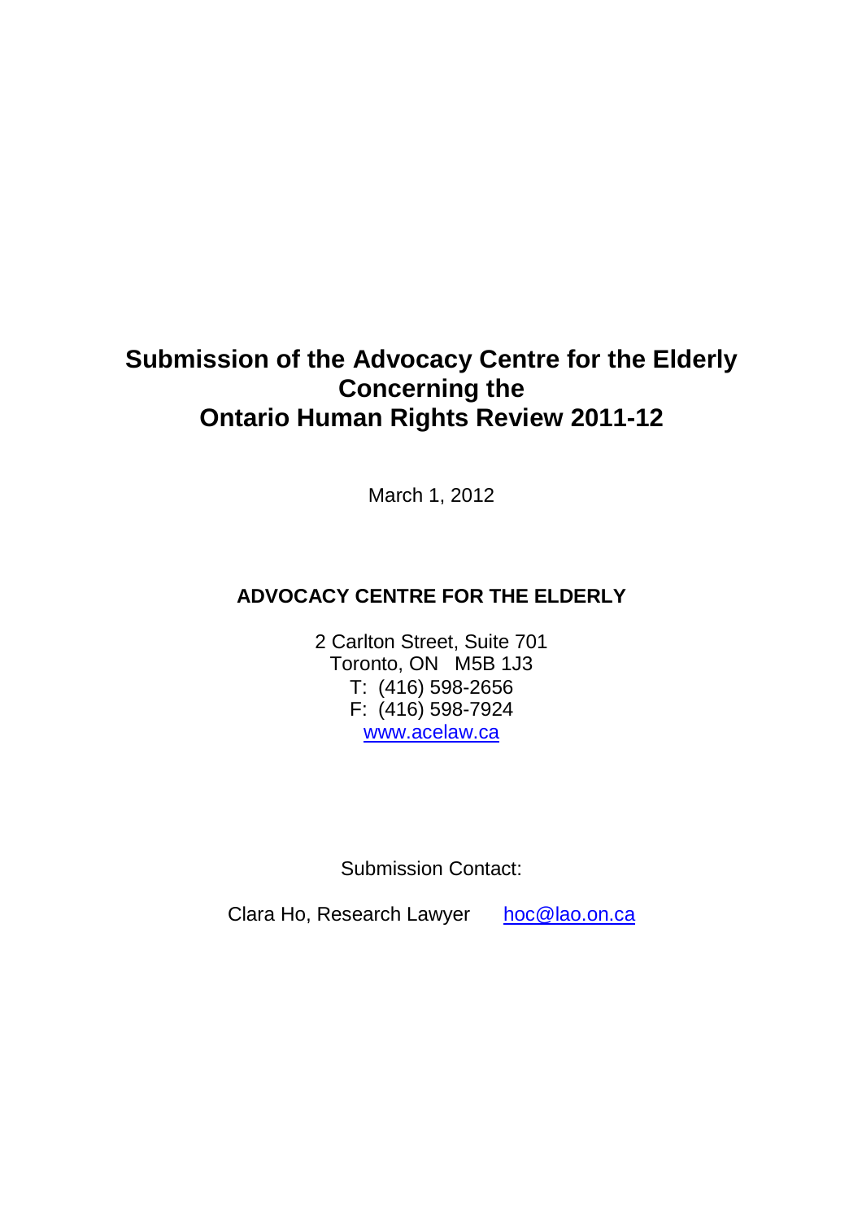# Submission of the Advocacy Centre for the Elderly Concerning the Ontario Human Rights Review 2011-12

March 1, 2012

**ADVOCACY CENTRE FOR THE ELDERLY**

2 Carlton Street, Suite 701
Toronto, ON M5B 1J3
T: (416) 598-2656
F: (416) 598-7924
www.acelaw.ca

Submission Contact:

Clara Ho, Research Lawyer hoc@lao.on.ca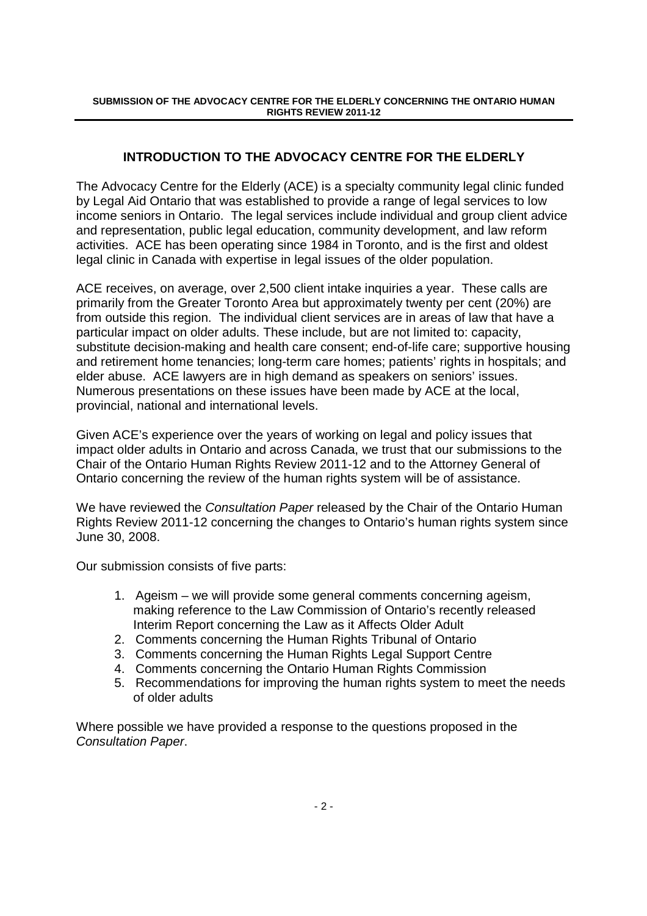## INTRODUCTION TO THE ADVOCACY CENTRE FOR THE ELDERLY

The Advocacy Centre for the Elderly (ACE) is a specialty community legal clinic funded by Legal Aid Ontario that was established to provide a range of legal services to low income seniors in Ontario. The legal services include individual and group client advice and representation, public legal education, community development, and law reform activities. ACE has been operating since 1984 in Toronto, and is the first and oldest legal clinic in Canada with expertise in legal issues of the older population.

ACE receives, on average, over 2,500 client intake inquiries a year. These calls are primarily from the Greater Toronto Area but approximately twenty per cent (20%) are from outside this region. The individual client services are in areas of law that have a particular impact on older adults. These include, but are not limited to: capacity, substitute decision-making and health care consent; end-of-life care; supportive housing and retirement home tenancies; long-term care homes; patients' rights in hospitals; and elder abuse. ACE lawyers are in high demand as speakers on seniors' issues. Numerous presentations on these issues have been made by ACE at the local, provincial, national and international levels.

Given ACE's experience over the years of working on legal and policy issues that impact older adults in Ontario and across Canada, we trust that our submissions to the Chair of the Ontario Human Rights Review 2011-12 and to the Attorney General of Ontario concerning the review of the human rights system will be of assistance.

We have reviewed the *Consultation Paper* released by the Chair of the Ontario Human Rights Review 2011-12 concerning the changes to Ontario's human rights system since June 30, 2008.

Our submission consists of five parts:

1. Ageism – we will provide some general comments concerning ageism, making reference to the Law Commission of Ontario's recently released Interim Report concerning the Law as it Affects Older Adult
2. Comments concerning the Human Rights Tribunal of Ontario
3. Comments concerning the Human Rights Legal Support Centre
4. Comments concerning the Ontario Human Rights Commission
5. Recommendations for improving the human rights system to meet the needs of older adults

Where possible we have provided a response to the questions proposed in the *Consultation Paper*.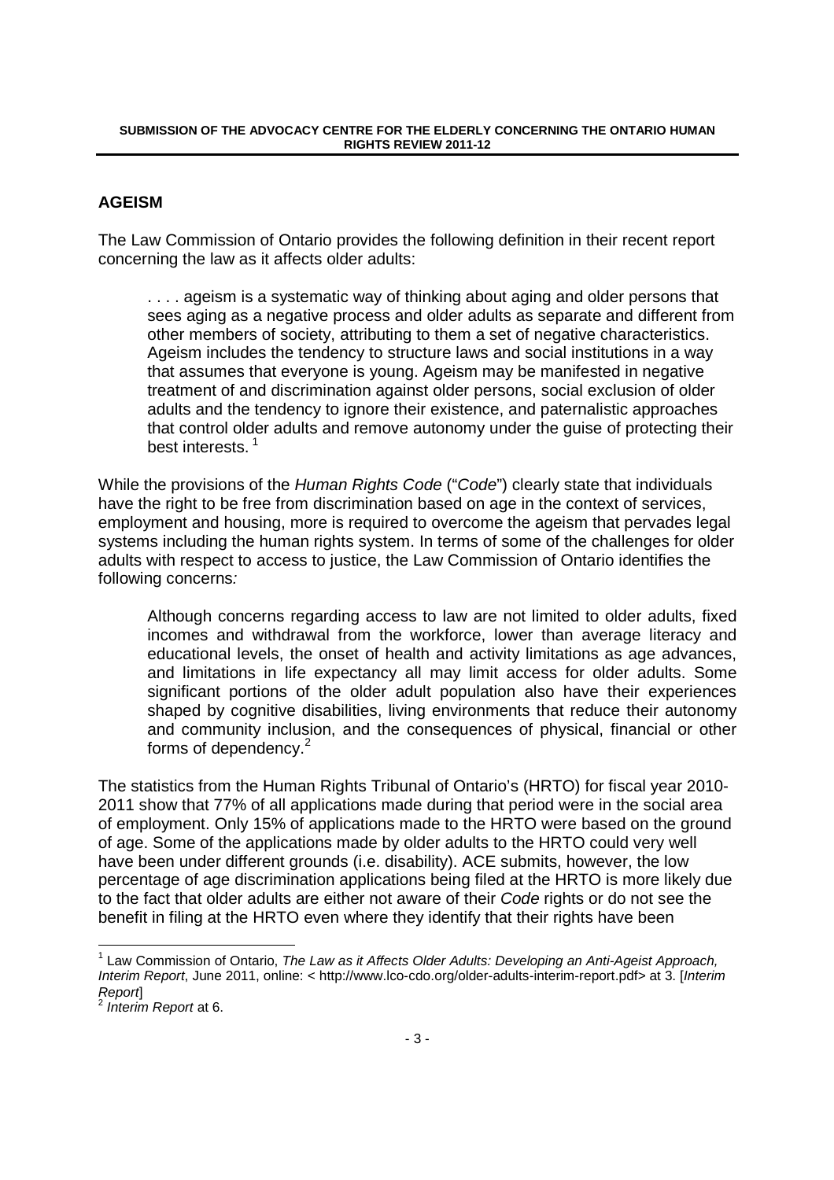## AGEISM

The Law Commission of Ontario provides the following definition in their recent report concerning the law as it affects older adults:

> . . . . ageism is a systematic way of thinking about aging and older persons that sees aging as a negative process and older adults as separate and different from other members of society, attributing to them a set of negative characteristics. Ageism includes the tendency to structure laws and social institutions in a way that assumes that everyone is young. Ageism may be manifested in negative treatment of and discrimination against older persons, social exclusion of older adults and the tendency to ignore their existence, and paternalistic approaches that control older adults and remove autonomy under the guise of protecting their best interests. [1]

While the provisions of the *Human Rights Code* ("*Code*") clearly state that individuals have the right to be free from discrimination based on age in the context of services, employment and housing, more is required to overcome the ageism that pervades legal systems including the human rights system. In terms of some of the challenges for older adults with respect to access to justice, the Law Commission of Ontario identifies the following concerns*:*

> Although concerns regarding access to law are not limited to older adults, fixed incomes and withdrawal from the workforce, lower than average literacy and educational levels, the onset of health and activity limitations as age advances, and limitations in life expectancy all may limit access for older adults. Some significant portions of the older adult population also have their experiences shaped by cognitive disabilities, living environments that reduce their autonomy and community inclusion, and the consequences of physical, financial or other forms of dependency.[2]

The statistics from the Human Rights Tribunal of Ontario's (HRTO) for fiscal year 2010-2011 show that 77% of all applications made during that period were in the social area of employment. Only 15% of applications made to the HRTO were based on the ground of age. Some of the applications made by older adults to the HRTO could very well have been under different grounds (i.e. disability). ACE submits, however, the low percentage of age discrimination applications being filed at the HRTO is more likely due to the fact that older adults are either not aware of their *Code* rights or do not see the benefit in filing at the HRTO even where they identify that their rights have been

---

[1] Law Commission of Ontario, *The Law as it Affects Older Adults: Developing an Anti-Ageist Approach, Interim Report*, June 2011, online: < http://www.lco-cdo.org/older-adults-interim-report.pdf> at 3. [*Interim Report*]

[2] *Interim Report* at 6.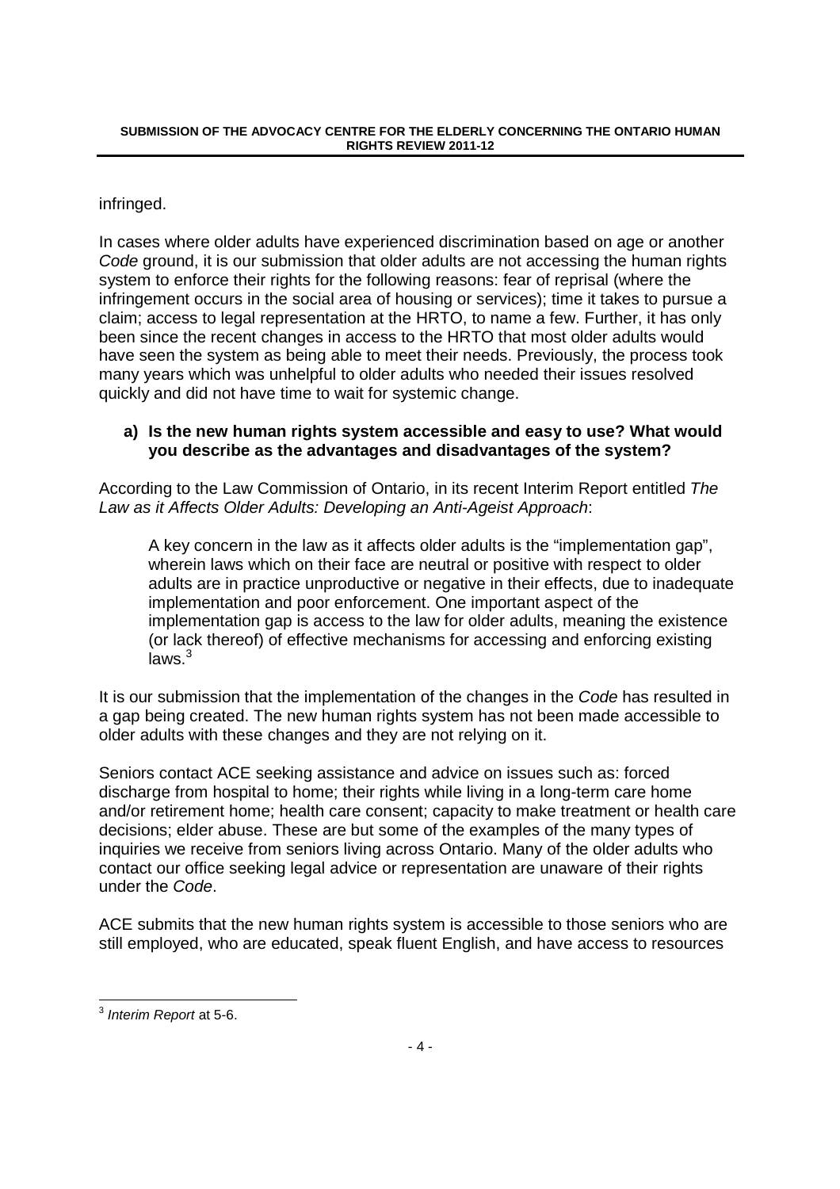infringed.

In cases where older adults have experienced discrimination based on age or another *Code* ground, it is our submission that older adults are not accessing the human rights system to enforce their rights for the following reasons: fear of reprisal (where the infringement occurs in the social area of housing or services); time it takes to pursue a claim; access to legal representation at the HRTO, to name a few. Further, it has only been since the recent changes in access to the HRTO that most older adults would have seen the system as being able to meet their needs. Previously, the process took many years which was unhelpful to older adults who needed their issues resolved quickly and did not have time to wait for systemic change.

**a) Is the new human rights system accessible and easy to use? What would you describe as the advantages and disadvantages of the system?**

According to the Law Commission of Ontario, in its recent Interim Report entitled *The Law as it Affects Older Adults: Developing an Anti-Ageist Approach*:

> A key concern in the law as it affects older adults is the "implementation gap", wherein laws which on their face are neutral or positive with respect to older adults are in practice unproductive or negative in their effects, due to inadequate implementation and poor enforcement. One important aspect of the implementation gap is access to the law for older adults, meaning the existence (or lack thereof) of effective mechanisms for accessing and enforcing existing laws.[3]

It is our submission that the implementation of the changes in the *Code* has resulted in a gap being created. The new human rights system has not been made accessible to older adults with these changes and they are not relying on it.

Seniors contact ACE seeking assistance and advice on issues such as: forced discharge from hospital to home; their rights while living in a long-term care home and/or retirement home; health care consent; capacity to make treatment or health care decisions; elder abuse. These are but some of the examples of the many types of inquiries we receive from seniors living across Ontario. Many of the older adults who contact our office seeking legal advice or representation are unaware of their rights under the *Code*.

ACE submits that the new human rights system is accessible to those seniors who are still employed, who are educated, speak fluent English, and have access to resources

---

[3] *Interim Report* at 5-6.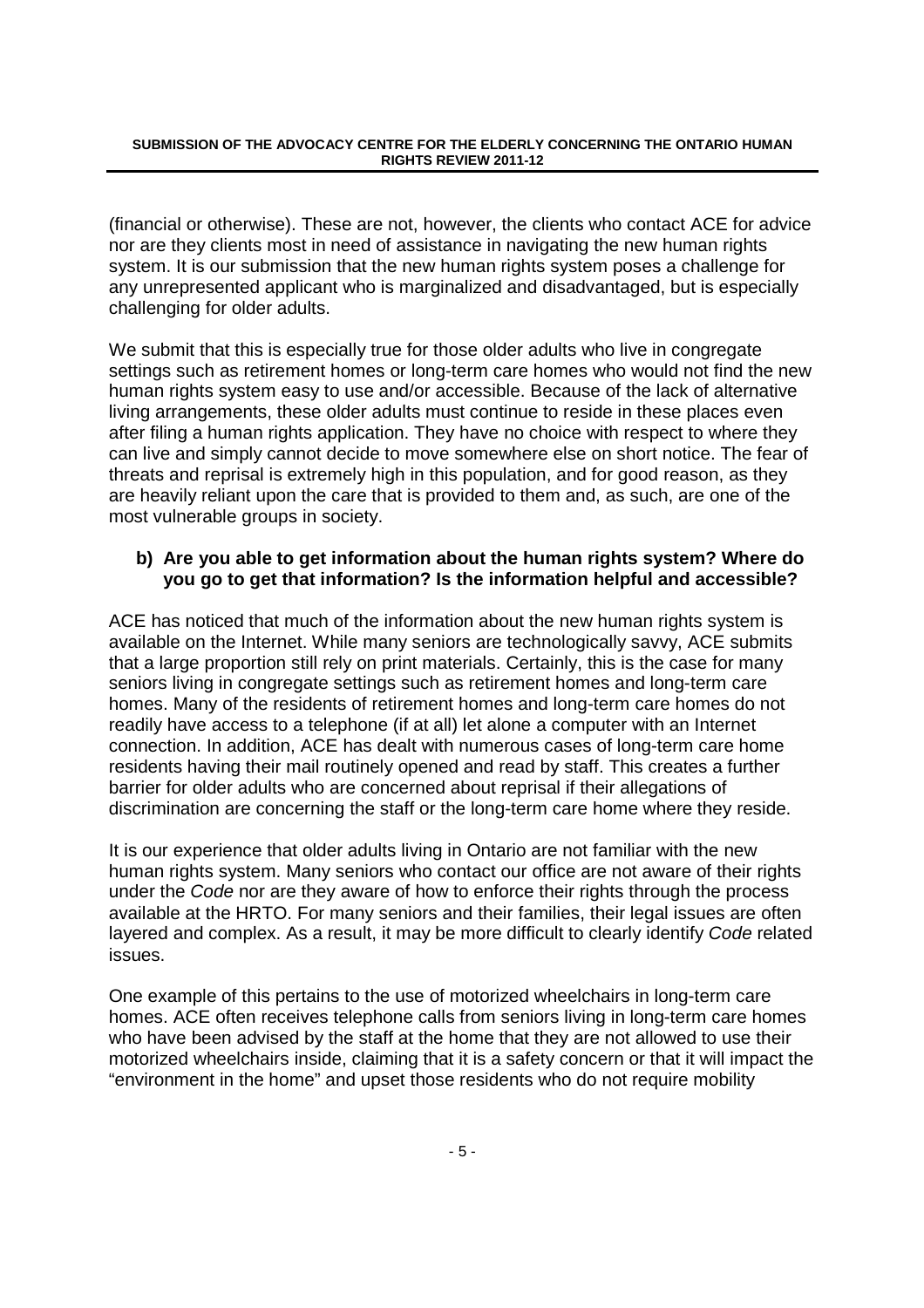(financial or otherwise). These are not, however, the clients who contact ACE for advice nor are they clients most in need of assistance in navigating the new human rights system. It is our submission that the new human rights system poses a challenge for any unrepresented applicant who is marginalized and disadvantaged, but is especially challenging for older adults.

We submit that this is especially true for those older adults who live in congregate settings such as retirement homes or long-term care homes who would not find the new human rights system easy to use and/or accessible. Because of the lack of alternative living arrangements, these older adults must continue to reside in these places even after filing a human rights application. They have no choice with respect to where they can live and simply cannot decide to move somewhere else on short notice. The fear of threats and reprisal is extremely high in this population, and for good reason, as they are heavily reliant upon the care that is provided to them and, as such, are one of the most vulnerable groups in society.

**b) Are you able to get information about the human rights system? Where do you go to get that information? Is the information helpful and accessible?**

ACE has noticed that much of the information about the new human rights system is available on the Internet. While many seniors are technologically savvy, ACE submits that a large proportion still rely on print materials. Certainly, this is the case for many seniors living in congregate settings such as retirement homes and long-term care homes. Many of the residents of retirement homes and long-term care homes do not readily have access to a telephone (if at all) let alone a computer with an Internet connection. In addition, ACE has dealt with numerous cases of long-term care home residents having their mail routinely opened and read by staff. This creates a further barrier for older adults who are concerned about reprisal if their allegations of discrimination are concerning the staff or the long-term care home where they reside.

It is our experience that older adults living in Ontario are not familiar with the new human rights system. Many seniors who contact our office are not aware of their rights under the *Code* nor are they aware of how to enforce their rights through the process available at the HRTO. For many seniors and their families, their legal issues are often layered and complex. As a result, it may be more difficult to clearly identify *Code* related issues.

One example of this pertains to the use of motorized wheelchairs in long-term care homes. ACE often receives telephone calls from seniors living in long-term care homes who have been advised by the staff at the home that they are not allowed to use their motorized wheelchairs inside, claiming that it is a safety concern or that it will impact the "environment in the home" and upset those residents who do not require mobility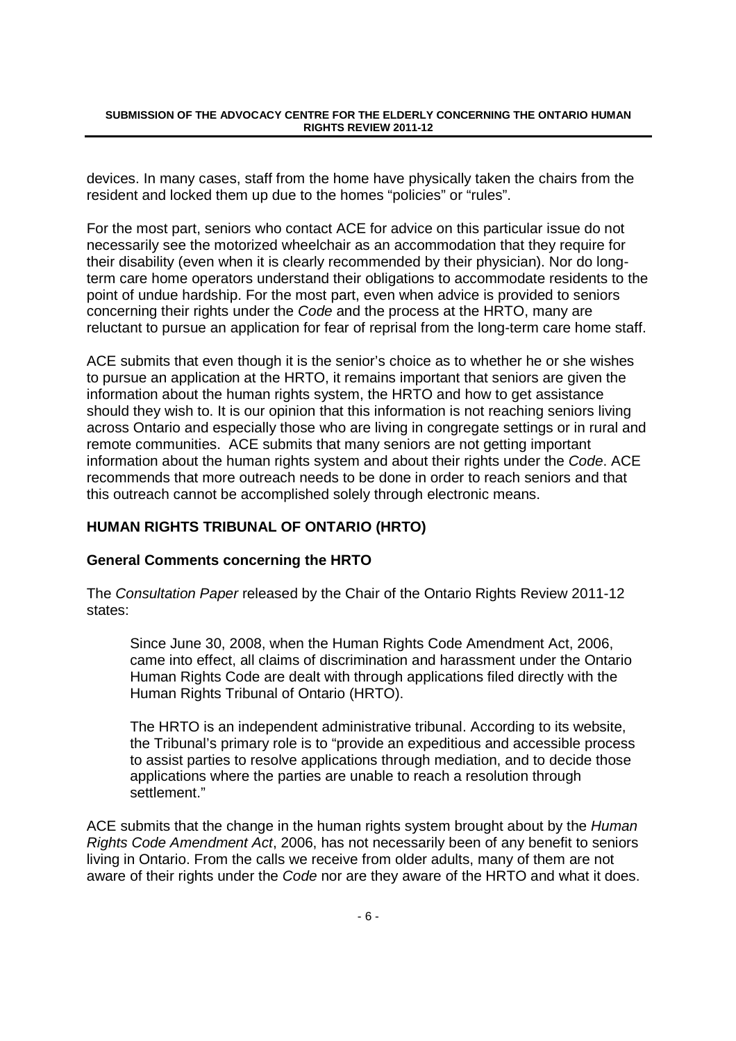devices. In many cases, staff from the home have physically taken the chairs from the resident and locked them up due to the homes "policies" or "rules".

For the most part, seniors who contact ACE for advice on this particular issue do not necessarily see the motorized wheelchair as an accommodation that they require for their disability (even when it is clearly recommended by their physician). Nor do long-term care home operators understand their obligations to accommodate residents to the point of undue hardship. For the most part, even when advice is provided to seniors concerning their rights under the *Code* and the process at the HRTO, many are reluctant to pursue an application for fear of reprisal from the long-term care home staff.

ACE submits that even though it is the senior's choice as to whether he or she wishes to pursue an application at the HRTO, it remains important that seniors are given the information about the human rights system, the HRTO and how to get assistance should they wish to. It is our opinion that this information is not reaching seniors living across Ontario and especially those who are living in congregate settings or in rural and remote communities. ACE submits that many seniors are not getting important information about the human rights system and about their rights under the *Code*. ACE recommends that more outreach needs to be done in order to reach seniors and that this outreach cannot be accomplished solely through electronic means.

## HUMAN RIGHTS TRIBUNAL OF ONTARIO (HRTO)

### General Comments concerning the HRTO

The *Consultation Paper* released by the Chair of the Ontario Rights Review 2011-12 states:

> Since June 30, 2008, when the Human Rights Code Amendment Act, 2006, came into effect, all claims of discrimination and harassment under the Ontario Human Rights Code are dealt with through applications filed directly with the Human Rights Tribunal of Ontario (HRTO).
>
> The HRTO is an independent administrative tribunal. According to its website, the Tribunal's primary role is to "provide an expeditious and accessible process to assist parties to resolve applications through mediation, and to decide those applications where the parties are unable to reach a resolution through settlement."

ACE submits that the change in the human rights system brought about by the *Human Rights Code Amendment Act*, 2006, has not necessarily been of any benefit to seniors living in Ontario. From the calls we receive from older adults, many of them are not aware of their rights under the *Code* nor are they aware of the HRTO and what it does.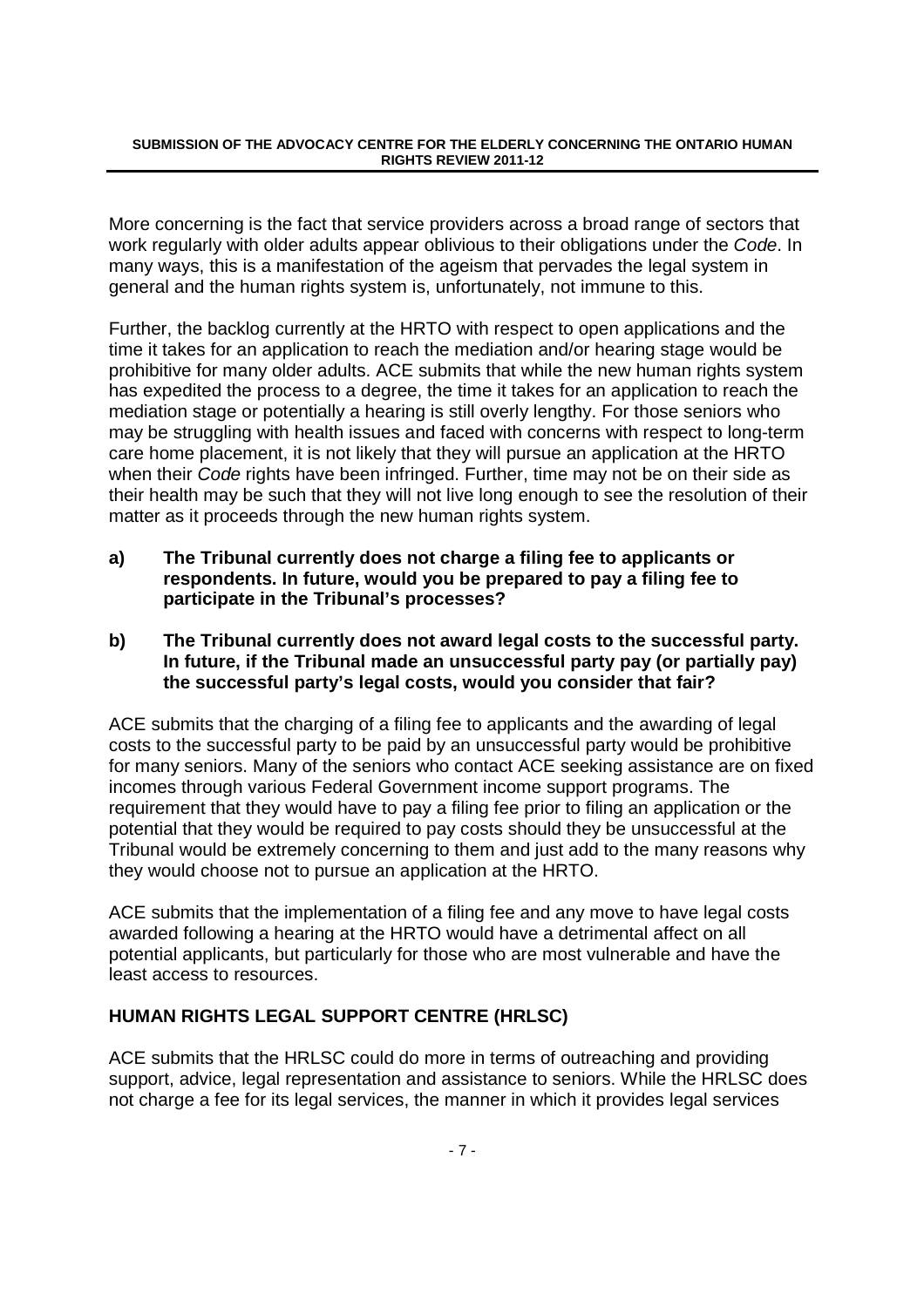More concerning is the fact that service providers across a broad range of sectors that work regularly with older adults appear oblivious to their obligations under the *Code*. In many ways, this is a manifestation of the ageism that pervades the legal system in general and the human rights system is, unfortunately, not immune to this.

Further, the backlog currently at the HRTO with respect to open applications and the time it takes for an application to reach the mediation and/or hearing stage would be prohibitive for many older adults. ACE submits that while the new human rights system has expedited the process to a degree, the time it takes for an application to reach the mediation stage or potentially a hearing is still overly lengthy. For those seniors who may be struggling with health issues and faced with concerns with respect to long-term care home placement, it is not likely that they will pursue an application at the HRTO when their *Code* rights have been infringed. Further, time may not be on their side as their health may be such that they will not live long enough to see the resolution of their matter as it proceeds through the new human rights system.

**a) The Tribunal currently does not charge a filing fee to applicants or respondents. In future, would you be prepared to pay a filing fee to participate in the Tribunal's processes?**

**b) The Tribunal currently does not award legal costs to the successful party. In future, if the Tribunal made an unsuccessful party pay (or partially pay) the successful party's legal costs, would you consider that fair?**

ACE submits that the charging of a filing fee to applicants and the awarding of legal costs to the successful party to be paid by an unsuccessful party would be prohibitive for many seniors. Many of the seniors who contact ACE seeking assistance are on fixed incomes through various Federal Government income support programs. The requirement that they would have to pay a filing fee prior to filing an application or the potential that they would be required to pay costs should they be unsuccessful at the Tribunal would be extremely concerning to them and just add to the many reasons why they would choose not to pursue an application at the HRTO.

ACE submits that the implementation of a filing fee and any move to have legal costs awarded following a hearing at the HRTO would have a detrimental affect on all potential applicants, but particularly for those who are most vulnerable and have the least access to resources.

## HUMAN RIGHTS LEGAL SUPPORT CENTRE (HRLSC)

ACE submits that the HRLSC could do more in terms of outreaching and providing support, advice, legal representation and assistance to seniors. While the HRLSC does not charge a fee for its legal services, the manner in which it provides legal services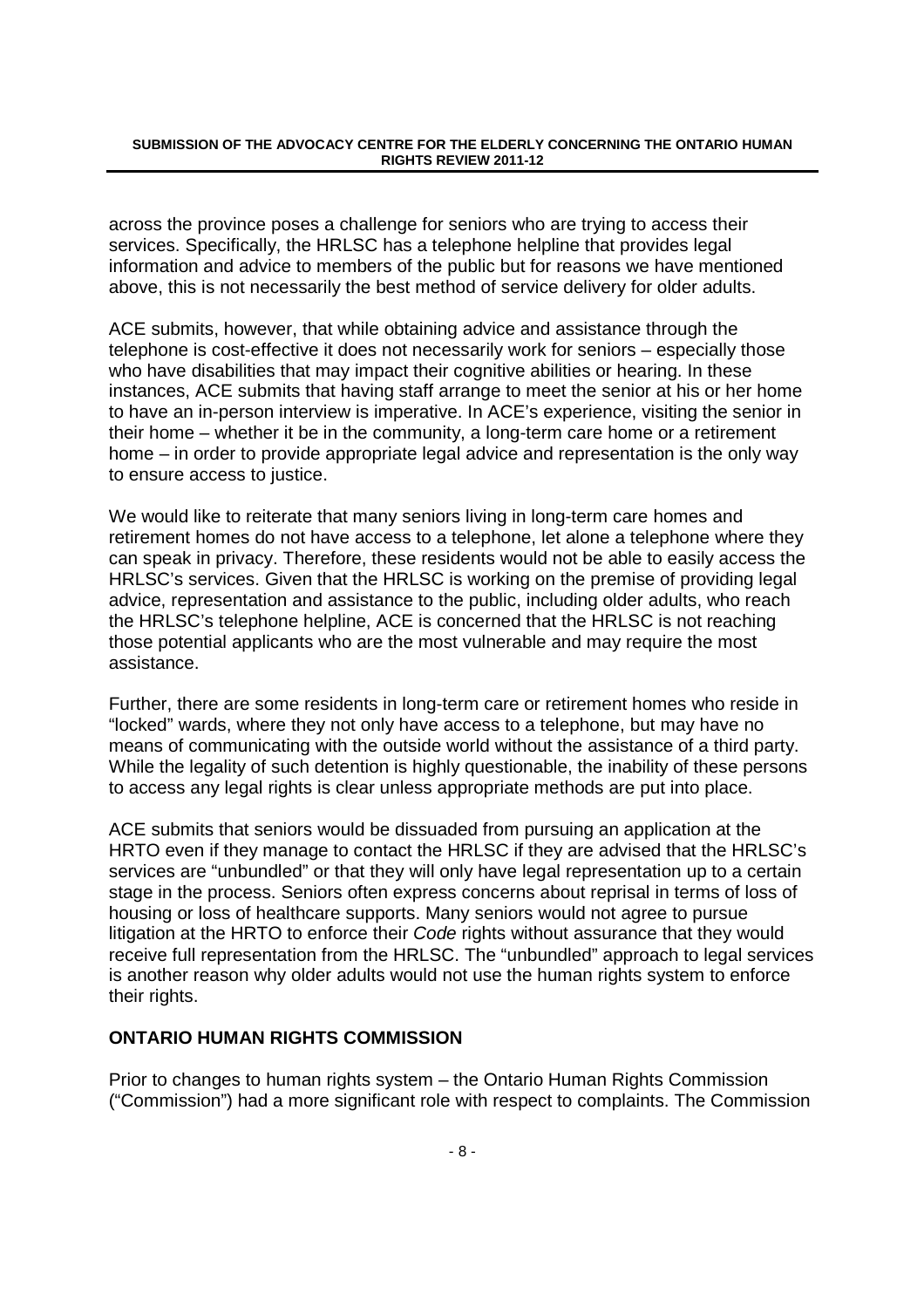across the province poses a challenge for seniors who are trying to access their services. Specifically, the HRLSC has a telephone helpline that provides legal information and advice to members of the public but for reasons we have mentioned above, this is not necessarily the best method of service delivery for older adults.

ACE submits, however, that while obtaining advice and assistance through the telephone is cost-effective it does not necessarily work for seniors – especially those who have disabilities that may impact their cognitive abilities or hearing. In these instances, ACE submits that having staff arrange to meet the senior at his or her home to have an in-person interview is imperative. In ACE's experience, visiting the senior in their home – whether it be in the community, a long-term care home or a retirement home – in order to provide appropriate legal advice and representation is the only way to ensure access to justice.

We would like to reiterate that many seniors living in long-term care homes and retirement homes do not have access to a telephone, let alone a telephone where they can speak in privacy. Therefore, these residents would not be able to easily access the HRLSC's services. Given that the HRLSC is working on the premise of providing legal advice, representation and assistance to the public, including older adults, who reach the HRLSC's telephone helpline, ACE is concerned that the HRLSC is not reaching those potential applicants who are the most vulnerable and may require the most assistance.

Further, there are some residents in long-term care or retirement homes who reside in "locked" wards, where they not only have access to a telephone, but may have no means of communicating with the outside world without the assistance of a third party. While the legality of such detention is highly questionable, the inability of these persons to access any legal rights is clear unless appropriate methods are put into place.

ACE submits that seniors would be dissuaded from pursuing an application at the HRTO even if they manage to contact the HRLSC if they are advised that the HRLSC's services are "unbundled" or that they will only have legal representation up to a certain stage in the process. Seniors often express concerns about reprisal in terms of loss of housing or loss of healthcare supports. Many seniors would not agree to pursue litigation at the HRTO to enforce their *Code* rights without assurance that they would receive full representation from the HRLSC. The "unbundled" approach to legal services is another reason why older adults would not use the human rights system to enforce their rights.

## ONTARIO HUMAN RIGHTS COMMISSION

Prior to changes to human rights system – the Ontario Human Rights Commission ("Commission") had a more significant role with respect to complaints. The Commission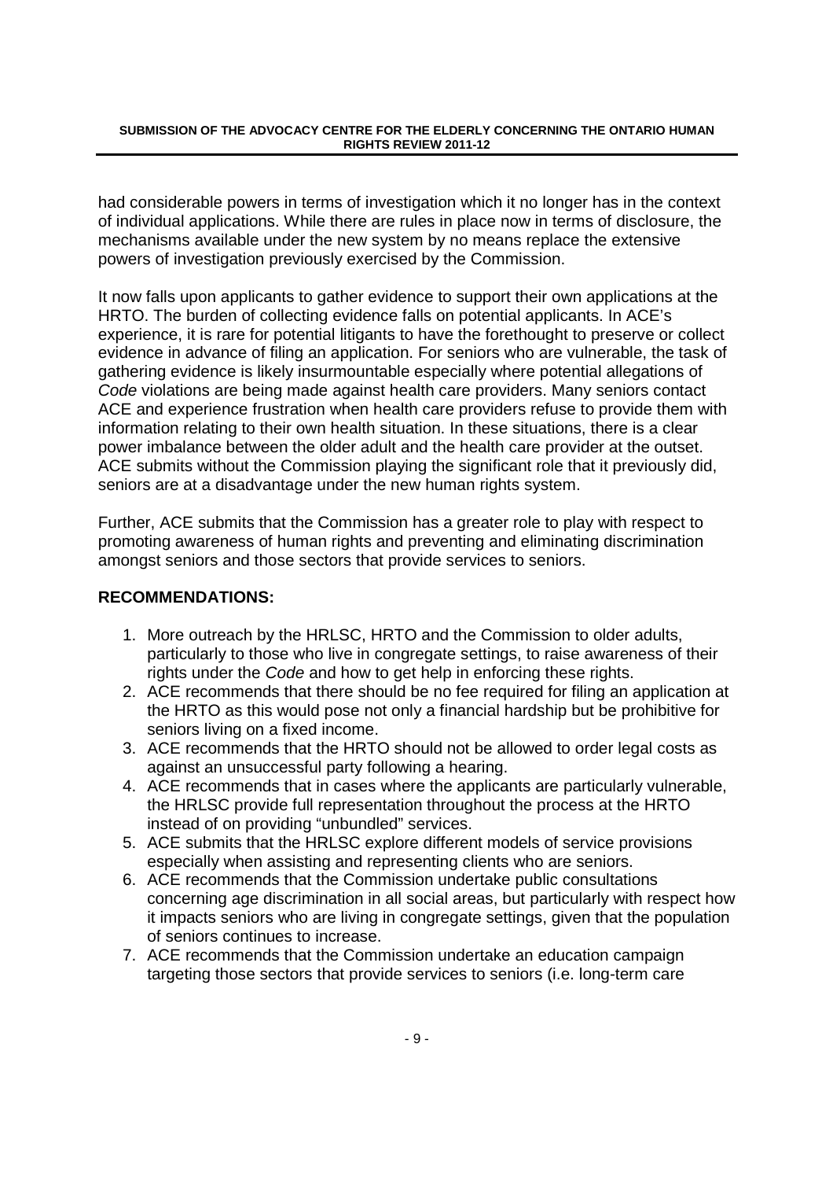had considerable powers in terms of investigation which it no longer has in the context of individual applications. While there are rules in place now in terms of disclosure, the mechanisms available under the new system by no means replace the extensive powers of investigation previously exercised by the Commission.

It now falls upon applicants to gather evidence to support their own applications at the HRTO. The burden of collecting evidence falls on potential applicants. In ACE's experience, it is rare for potential litigants to have the forethought to preserve or collect evidence in advance of filing an application. For seniors who are vulnerable, the task of gathering evidence is likely insurmountable especially where potential allegations of *Code* violations are being made against health care providers. Many seniors contact ACE and experience frustration when health care providers refuse to provide them with information relating to their own health situation. In these situations, there is a clear power imbalance between the older adult and the health care provider at the outset. ACE submits without the Commission playing the significant role that it previously did, seniors are at a disadvantage under the new human rights system.

Further, ACE submits that the Commission has a greater role to play with respect to promoting awareness of human rights and preventing and eliminating discrimination amongst seniors and those sectors that provide services to seniors.

**RECOMMENDATIONS:**

1. More outreach by the HRLSC, HRTO and the Commission to older adults, particularly to those who live in congregate settings, to raise awareness of their rights under the *Code* and how to get help in enforcing these rights.
2. ACE recommends that there should be no fee required for filing an application at the HRTO as this would pose not only a financial hardship but be prohibitive for seniors living on a fixed income.
3. ACE recommends that the HRTO should not be allowed to order legal costs as against an unsuccessful party following a hearing.
4. ACE recommends that in cases where the applicants are particularly vulnerable, the HRLSC provide full representation throughout the process at the HRTO instead of on providing "unbundled" services.
5. ACE submits that the HRLSC explore different models of service provisions especially when assisting and representing clients who are seniors.
6. ACE recommends that the Commission undertake public consultations concerning age discrimination in all social areas, but particularly with respect how it impacts seniors who are living in congregate settings, given that the population of seniors continues to increase.
7. ACE recommends that the Commission undertake an education campaign targeting those sectors that provide services to seniors (i.e. long-term care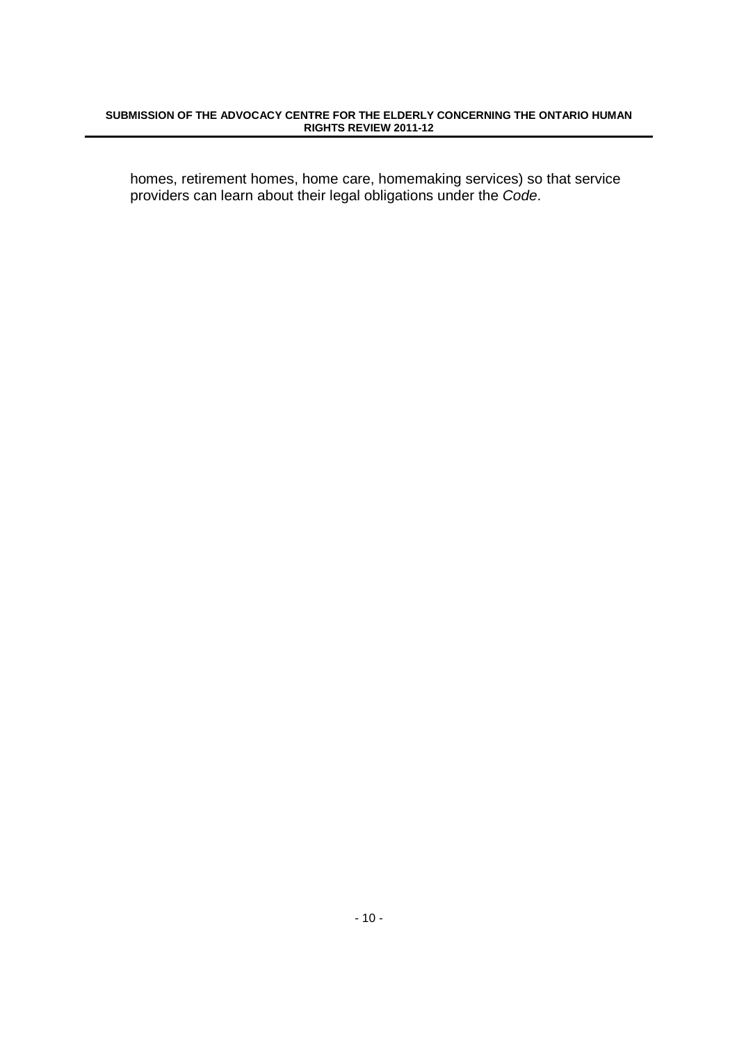homes, retirement homes, home care, homemaking services) so that service providers can learn about their legal obligations under the *Code*.